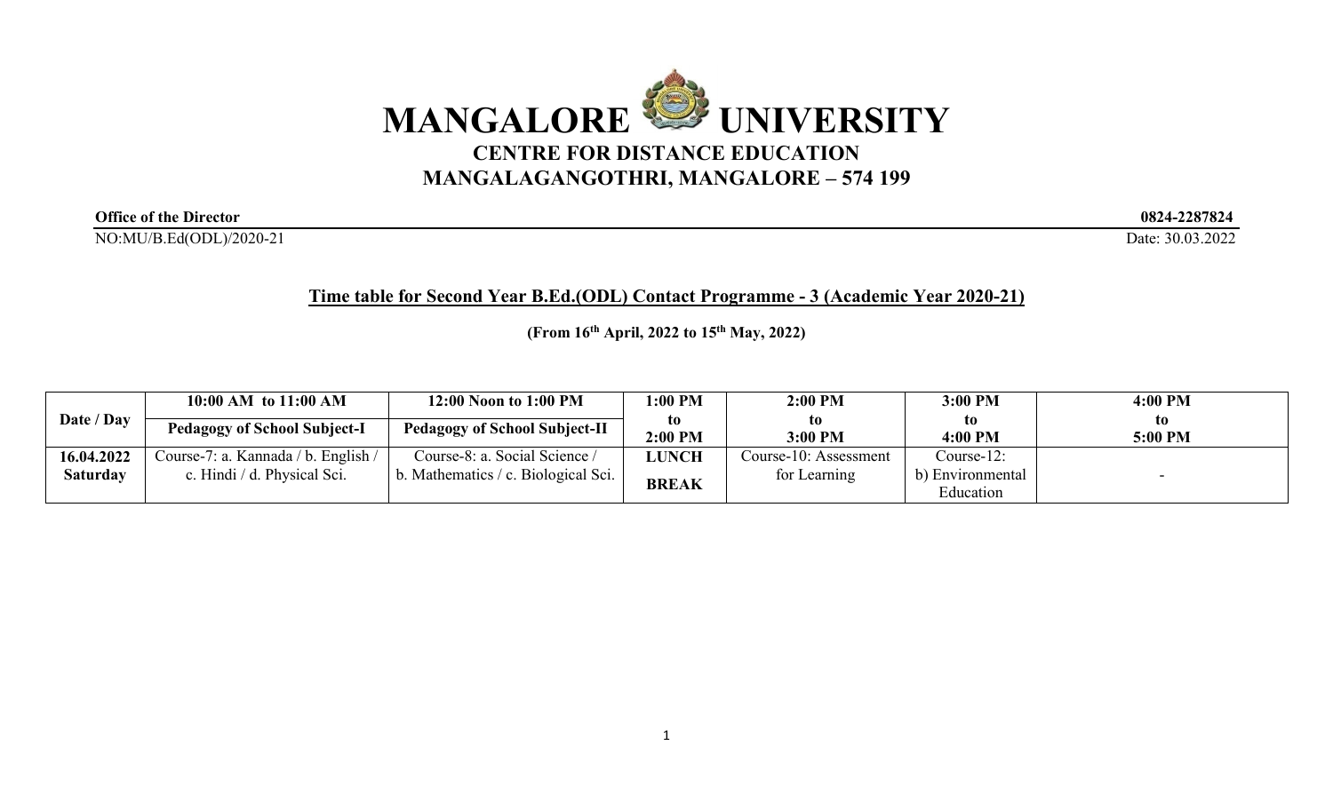# MANGALORE UNIVERSITY

## CENTRE FOR DISTANCE EDUCATION

## MANGALAGANGOTHRI, MANGALORE – 574 199

**Office of the Director** **0824-2287824**

NO:MU/B.Ed(ODL)/2020-21 Date: 30.03.2022

### Time table for Second Year B.Ed.(ODL) Contact Programme - 3 (Academic Year 2020-21)

**(From 16th April, 2022 to 15th May, 2022)**

| Date / Day | 10:00 AM to 11:00 AM | 12:00 Noon to 1:00 PM | 1:00 PM to 2:00 PM | 2:00 PM to 3:00 PM | 3:00 PM to 4:00 PM | 4:00 PM to 5:00 PM |
|---|---|---|---|---|---|---|
| | **Pedagogy of School Subject-I** | **Pedagogy of School Subject-II** | | | | |
| **16.04.2022 Saturday** | Course-7: a. Kannada / b. English / c. Hindi / d. Physical Sci. | Course-8: a. Social Science / b. Mathematics / c. Biological Sci. | **LUNCH BREAK** | Course-10: Assessment for Learning | Course-12: b) Environmental Education | - |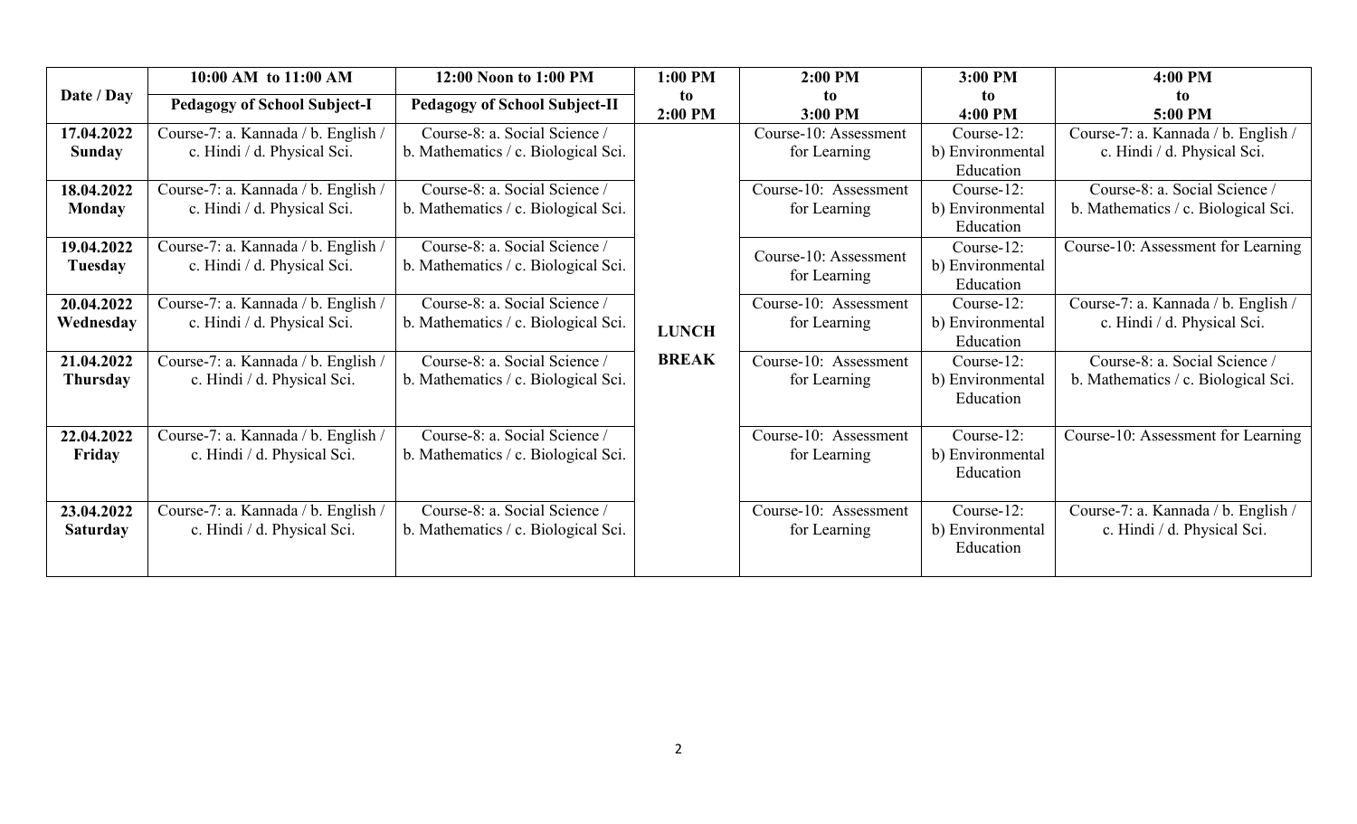| Date / Day | 10:00 AM to 11:00 AM<br>Pedagogy of School Subject-I | 12:00 Noon to 1:00 PM<br>Pedagogy of School Subject-II | 1:00 PM to 2:00 PM | 2:00 PM to 3:00 PM | 3:00 PM to 4:00 PM | 4:00 PM to 5:00 PM |
|---|---|---|---|---|---|---|
| 17.04.2022 Sunday | Course-7: a. Kannada / b. English / c. Hindi / d. Physical Sci. | Course-8: a. Social Science / b. Mathematics / c. Biological Sci. | LUNCH BREAK | Course-10: Assessment for Learning | Course-12: b) Environmental Education | Course-7: a. Kannada / b. English / c. Hindi / d. Physical Sci. |
| 18.04.2022 Monday | Course-7: a. Kannada / b. English / c. Hindi / d. Physical Sci. | Course-8: a. Social Science / b. Mathematics / c. Biological Sci. | | Course-10: Assessment for Learning | Course-12: b) Environmental Education | Course-8: a. Social Science / b. Mathematics / c. Biological Sci. |
| 19.04.2022 Tuesday | Course-7: a. Kannada / b. English / c. Hindi / d. Physical Sci. | Course-8: a. Social Science / b. Mathematics / c. Biological Sci. | | Course-10: Assessment for Learning | Course-12: b) Environmental Education | Course-10: Assessment for Learning |
| 20.04.2022 Wednesday | Course-7: a. Kannada / b. English / c. Hindi / d. Physical Sci. | Course-8: a. Social Science / b. Mathematics / c. Biological Sci. | | Course-10: Assessment for Learning | Course-12: b) Environmental Education | Course-7: a. Kannada / b. English / c. Hindi / d. Physical Sci. |
| 21.04.2022 Thursday | Course-7: a. Kannada / b. English / c. Hindi / d. Physical Sci. | Course-8: a. Social Science / b. Mathematics / c. Biological Sci. | | Course-10: Assessment for Learning | Course-12: b) Environmental Education | Course-8: a. Social Science / b. Mathematics / c. Biological Sci. |
| 22.04.2022 Friday | Course-7: a. Kannada / b. English / c. Hindi / d. Physical Sci. | Course-8: a. Social Science / b. Mathematics / c. Biological Sci. | | Course-10: Assessment for Learning | Course-12: b) Environmental Education | Course-10: Assessment for Learning |
| 23.04.2022 Saturday | Course-7: a. Kannada / b. English / c. Hindi / d. Physical Sci. | Course-8: a. Social Science / b. Mathematics / c. Biological Sci. | | Course-10: Assessment for Learning | Course-12: b) Environmental Education | Course-7: a. Kannada / b. English / c. Hindi / d. Physical Sci. |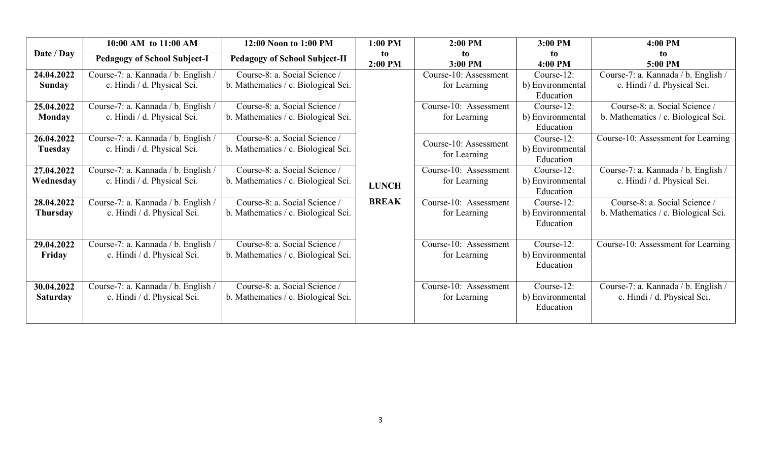| Date / Day | 10:00 AM to 11:00 AM<br>Pedagogy of School Subject-I | 12:00 Noon to 1:00 PM<br>Pedagogy of School Subject-II | 1:00 PM to 2:00 PM | 2:00 PM to 3:00 PM | 3:00 PM to 4:00 PM | 4:00 PM to 5:00 PM |
|---|---|---|---|---|---|---|
| **24.04.2022 Sunday** | Course-7: a. Kannada / b. English / c. Hindi / d. Physical Sci. | Course-8: a. Social Science / b. Mathematics / c. Biological Sci. | **LUNCH BREAK** | Course-10: Assessment for Learning | Course-12: b) Environmental Education | Course-7: a. Kannada / b. English / c. Hindi / d. Physical Sci. |
| **25.04.2022 Monday** | Course-7: a. Kannada / b. English / c. Hindi / d. Physical Sci. | Course-8: a. Social Science / b. Mathematics / c. Biological Sci. | | Course-10: Assessment for Learning | Course-12: b) Environmental Education | Course-8: a. Social Science / b. Mathematics / c. Biological Sci. |
| **26.04.2022 Tuesday** | Course-7: a. Kannada / b. English / c. Hindi / d. Physical Sci. | Course-8: a. Social Science / b. Mathematics / c. Biological Sci. | | Course-10: Assessment for Learning | Course-12: b) Environmental Education | Course-10: Assessment for Learning |
| **27.04.2022 Wednesday** | Course-7: a. Kannada / b. English / c. Hindi / d. Physical Sci. | Course-8: a. Social Science / b. Mathematics / c. Biological Sci. | | Course-10: Assessment for Learning | Course-12: b) Environmental Education | Course-7: a. Kannada / b. English / c. Hindi / d. Physical Sci. |
| **28.04.2022 Thursday** | Course-7: a. Kannada / b. English / c. Hindi / d. Physical Sci. | Course-8: a. Social Science / b. Mathematics / c. Biological Sci. | | Course-10: Assessment for Learning | Course-12: b) Environmental Education | Course-8: a. Social Science / b. Mathematics / c. Biological Sci. |
| **29.04.2022 Friday** | Course-7: a. Kannada / b. English / c. Hindi / d. Physical Sci. | Course-8: a. Social Science / b. Mathematics / c. Biological Sci. | | Course-10: Assessment for Learning | Course-12: b) Environmental Education | Course-10: Assessment for Learning |
| **30.04.2022 Saturday** | Course-7: a. Kannada / b. English / c. Hindi / d. Physical Sci. | Course-8: a. Social Science / b. Mathematics / c. Biological Sci. | | Course-10: Assessment for Learning | Course-12: b) Environmental Education | Course-7: a. Kannada / b. English / c. Hindi / d. Physical Sci. |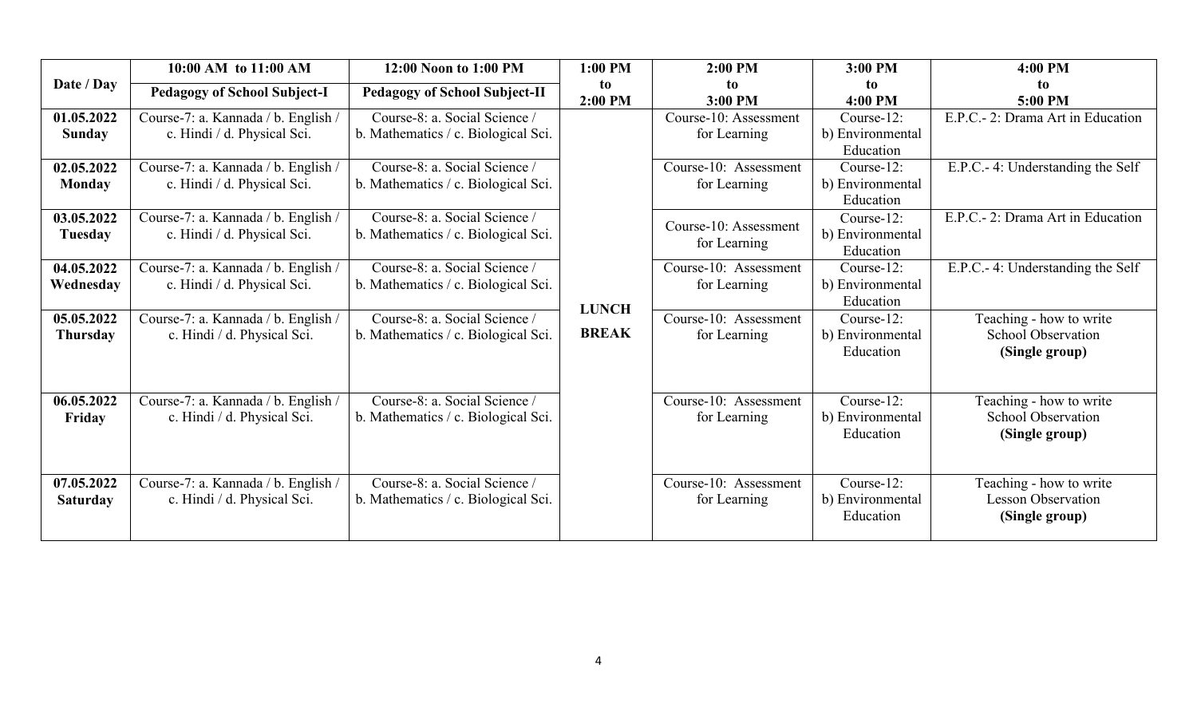| Date / Day | 10:00 AM to 11:00 AM | 12:00 Noon to 1:00 PM | 1:00 PM to 2:00 PM | 2:00 PM to 3:00 PM | 3:00 PM to 4:00 PM | 4:00 PM to 5:00 PM |
|---|---|---|---|---|---|---|
| | **Pedagogy of School Subject-I** | **Pedagogy of School Subject-II** | | | | |
| **01.05.2022 Sunday** | Course-7: a. Kannada / b. English / c. Hindi / d. Physical Sci. | Course-8: a. Social Science / b. Mathematics / c. Biological Sci. | **LUNCH BREAK** | Course-10: Assessment for Learning | Course-12: b) Environmental Education | E.P.C.- 2: Drama Art in Education |
| **02.05.2022 Monday** | Course-7: a. Kannada / b. English / c. Hindi / d. Physical Sci. | Course-8: a. Social Science / b. Mathematics / c. Biological Sci. | | Course-10: Assessment for Learning | Course-12: b) Environmental Education | E.P.C.- 4: Understanding the Self |
| **03.05.2022 Tuesday** | Course-7: a. Kannada / b. English / c. Hindi / d. Physical Sci. | Course-8: a. Social Science / b. Mathematics / c. Biological Sci. | | Course-10: Assessment for Learning | Course-12: b) Environmental Education | E.P.C.- 2: Drama Art in Education |
| **04.05.2022 Wednesday** | Course-7: a. Kannada / b. English / c. Hindi / d. Physical Sci. | Course-8: a. Social Science / b. Mathematics / c. Biological Sci. | | Course-10: Assessment for Learning | Course-12: b) Environmental Education | E.P.C.- 4: Understanding the Self |
| **05.05.2022 Thursday** | Course-7: a. Kannada / b. English / c. Hindi / d. Physical Sci. | Course-8: a. Social Science / b. Mathematics / c. Biological Sci. | | Course-10: Assessment for Learning | Course-12: b) Environmental Education | Teaching - how to write School Observation **(Single group)** |
| **06.05.2022 Friday** | Course-7: a. Kannada / b. English / c. Hindi / d. Physical Sci. | Course-8: a. Social Science / b. Mathematics / c. Biological Sci. | | Course-10: Assessment for Learning | Course-12: b) Environmental Education | Teaching - how to write School Observation **(Single group)** |
| **07.05.2022 Saturday** | Course-7: a. Kannada / b. English / c. Hindi / d. Physical Sci. | Course-8: a. Social Science / b. Mathematics / c. Biological Sci. | | Course-10: Assessment for Learning | Course-12: b) Environmental Education | Teaching - how to write Lesson Observation **(Single group)** |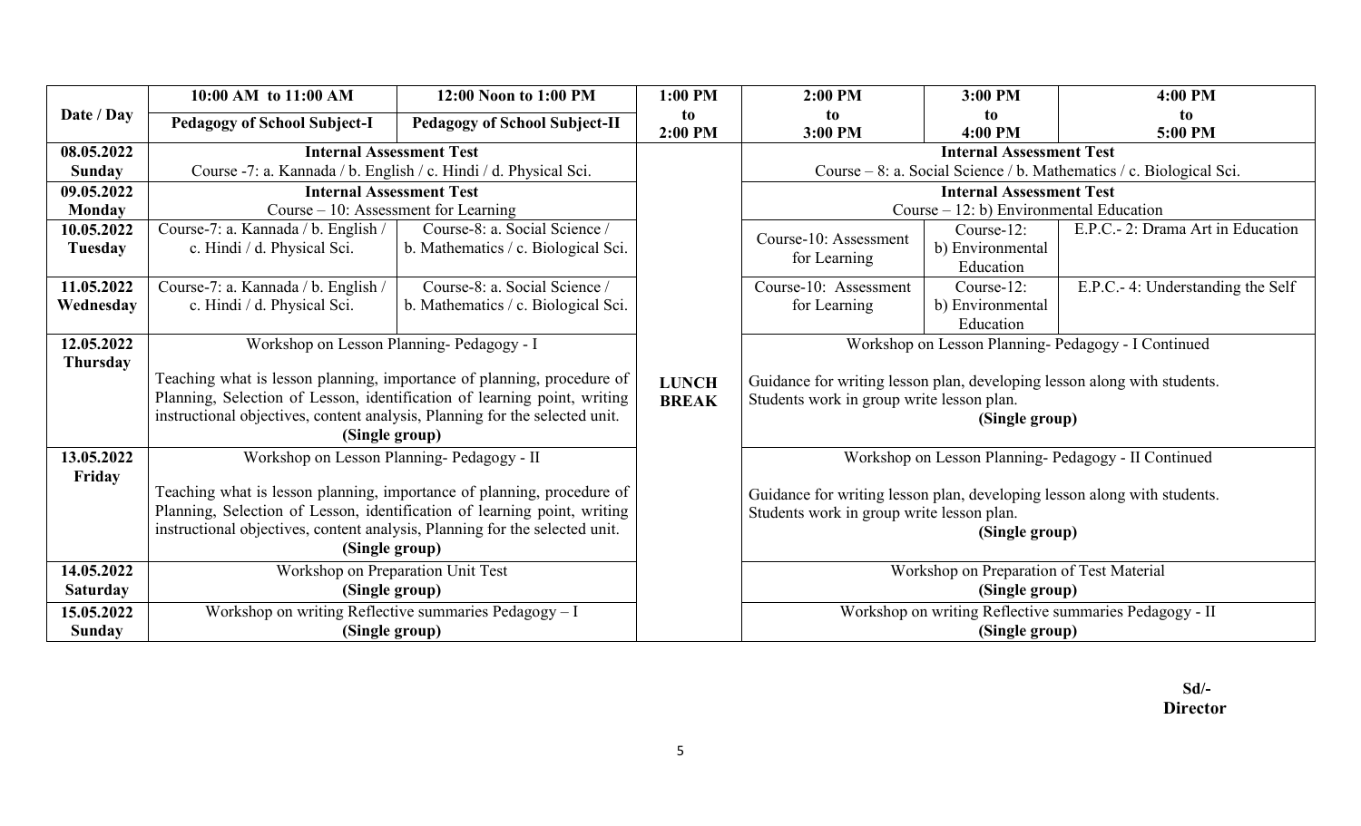| Date / Day | 10:00 AM to 11:00 AM<br>**Pedagogy of School Subject-I** | 12:00 Noon to 1:00 PM<br>**Pedagogy of School Subject-II** | 1:00 PM to 2:00 PM | 2:00 PM to 3:00 PM | 3:00 PM to 4:00 PM | 4:00 PM to 5:00 PM |
|---|---|---|---|---|---|---|
| **08.05.2022 Sunday** | **Internal Assessment Test**<br>Course -7: a. Kannada / b. English / c. Hindi / d. Physical Sci. | | **LUNCH BREAK** | **Internal Assessment Test**<br>Course – 8: a. Social Science / b. Mathematics / c. Biological Sci. | | |
| **09.05.2022 Monday** | **Internal Assessment Test**<br>Course – 10: Assessment for Learning | | | **Internal Assessment Test**<br>Course – 12: b) Environmental Education | | |
| **10.05.2022 Tuesday** | Course-7: a. Kannada / b. English / c. Hindi / d. Physical Sci. | Course-8: a. Social Science / b. Mathematics / c. Biological Sci. | | Course-10: Assessment for Learning | Course-12: b) Environmental Education | E.P.C.- 2: Drama Art in Education |
| **11.05.2022 Wednesday** | Course-7: a. Kannada / b. English / c. Hindi / d. Physical Sci. | Course-8: a. Social Science / b. Mathematics / c. Biological Sci. | | Course-10: Assessment for Learning | Course-12: b) Environmental Education | E.P.C.- 4: Understanding the Self |
| **12.05.2022 Thursday** | Workshop on Lesson Planning- Pedagogy - I<br>Teaching what is lesson planning, importance of planning, procedure of Planning, Selection of Lesson, identification of learning point, writing instructional objectives, content analysis, Planning for the selected unit.<br>**(Single group)** | | | Workshop on Lesson Planning- Pedagogy - I Continued<br>Guidance for writing lesson plan, developing lesson along with students. Students work in group write lesson plan.<br>**(Single group)** | | |
| **13.05.2022 Friday** | Workshop on Lesson Planning- Pedagogy - II<br>Teaching what is lesson planning, importance of planning, procedure of Planning, Selection of Lesson, identification of learning point, writing instructional objectives, content analysis, Planning for the selected unit.<br>**(Single group)** | | | Workshop on Lesson Planning- Pedagogy - II Continued<br>Guidance for writing lesson plan, developing lesson along with students. Students work in group write lesson plan.<br>**(Single group)** | | |
| **14.05.2022 Saturday** | Workshop on Preparation Unit Test<br>**(Single group)** | | | Workshop on Preparation of Test Material<br>**(Single group)** | | |
| **15.05.2022 Sunday** | Workshop on writing Reflective summaries Pedagogy – I<br>**(Single group)** | | | Workshop on writing Reflective summaries Pedagogy - II<br>**(Single group)** | | |

**Sd/-**
**Director**